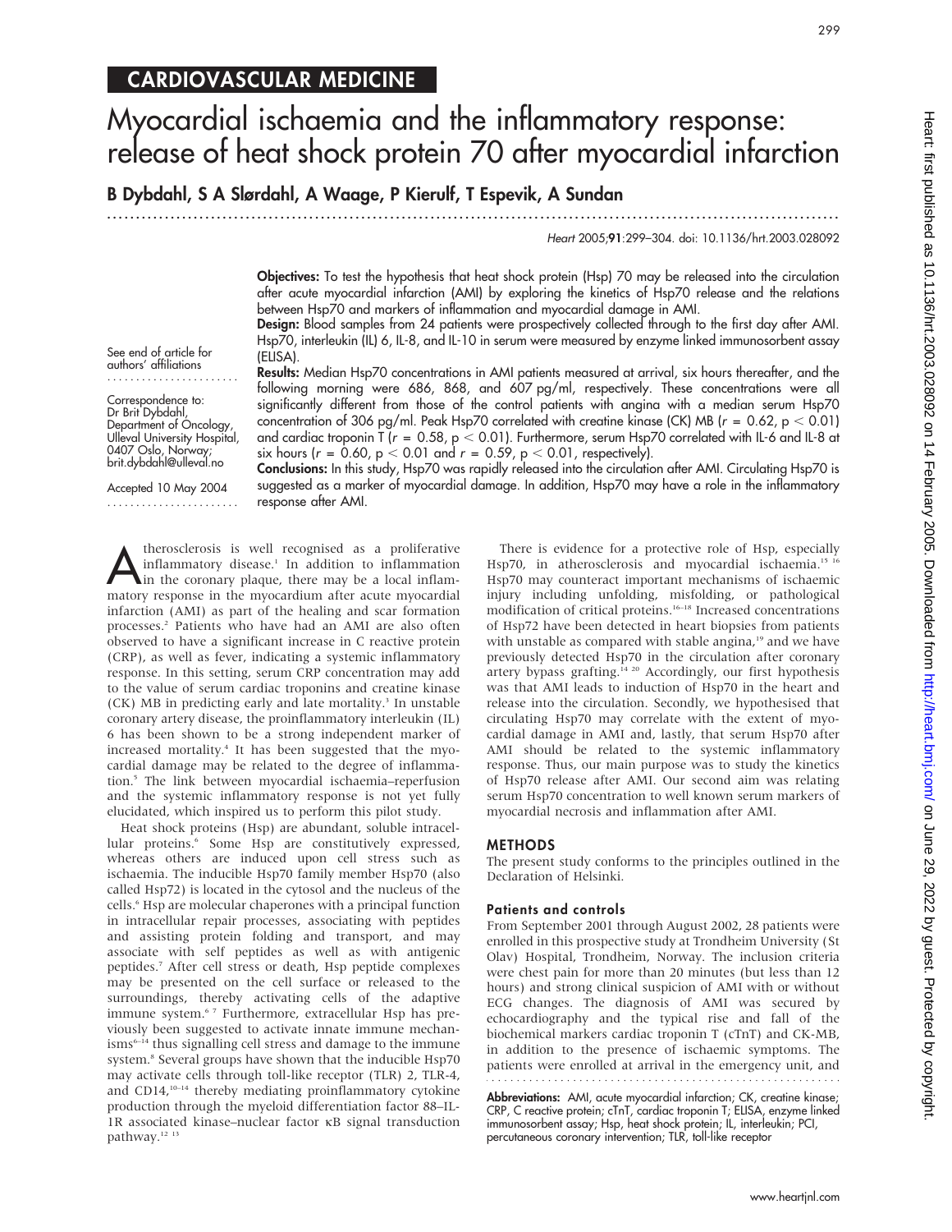CARDIOVASCULAR MEDICINE

# Myocardial ischaemia and the inflammatory response: release of heat shock protein 70 after myocardial infarction

**B Dybdahl, S A Slørdahl, A Waage, P Kierulf, T Espevik, A Sundan**

Heart 2005;**91**:299–304. doi: 10.1136/hrt.2003.028092

See end of article for authors' affiliations

Correspondence to: Dr Brit Dybdahl, Department of Oncology, Ulleval University Hospital, 0407 Oslo, Norway; brit.dybdahl@ulleval.no

Accepted 10 May 2004

**Objectives:** To test the hypothesis that heat shock protein (Hsp) 70 may be released into the circulation after acute myocardial infarction (AMI) by exploring the kinetics of Hsp70 release and the relations between Hsp70 and markers of inflammation and myocardial damage in AMI.

**Design:** Blood samples from 24 patients were prospectively collected through to the first day after AMI. Hsp70, interleukin (IL) 6, IL-8, and IL-10 in serum were measured by enzyme linked immunosorbent assay (ELISA).

**Results:** Median Hsp70 concentrations in AMI patients measured at arrival, six hours thereafter, and the following morning were 686, 868, and 607 pg/ml, respectively. These concentrations were all significantly different from those of the control patients with angina with a median serum Hsp70 concentration of 306 pg/ml. Peak Hsp70 correlated with creatine kinase (CK) MB ($r = 0.62$, $p < 0.01$) and cardiac troponin T ($r = 0.58$, $p < 0.01$). Furthermore, serum Hsp70 correlated with IL-6 and IL-8 at six hours ($r = 0.60$, $p < 0.01$ and $r = 0.59$, $p < 0.01$, respectively).

**Conclusions:** In this study, Hsp70 was rapidly released into the circulation after AMI. Circulating Hsp70 is suggested as a marker of myocardial damage. In addition, Hsp70 may have a role in the inflammatory response after AMI.

Atherosclerosis is well recognised as a proliferative inflammatory disease.[1] In addition to inflammation in the coronary plaque, there may be a local inflammatory response in the myocardium after acute myocardial infarction (AMI) as part of the healing and scar formation processes.[2] Patients who have had an AMI are also often observed to have a significant increase in C reactive protein (CRP), as well as fever, indicating a systemic inflammatory response. In this setting, serum CRP concentration may add to the value of serum cardiac troponins and creatine kinase (CK) MB in predicting early and late mortality.[3] In unstable coronary artery disease, the proinflammatory interleukin (IL) 6 has been shown to be a strong independent marker of increased mortality.[4] It has been suggested that the myocardial damage may be related to the degree of inflammation.[5] The link between myocardial ischaemia–reperfusion and the systemic inflammatory response is not yet fully elucidated, which inspired us to perform this pilot study.

Heat shock proteins (Hsp) are abundant, soluble intracellular proteins.[6] Some Hsp are constitutively expressed, whereas others are induced upon cell stress such as ischaemia. The inducible Hsp70 family member Hsp70 (also called Hsp72) is located in the cytosol and the nucleus of the cells.[6] Hsp are molecular chaperones with a principal function in intracellular repair processes, associating with peptides and assisting protein folding and transport, and may associate with self peptides as well as with antigenic peptides.[7] After cell stress or death, Hsp peptide complexes may be presented on the cell surface or released to the surroundings, thereby activating cells of the adaptive immune system.[6,7] Furthermore, extracellular Hsp has previously been suggested to activate innate immune mechanisms[6–14] thus signalling cell stress and damage to the immune system.[8] Several groups have shown that the inducible Hsp70 may activate cells through toll-like receptor (TLR) 2, TLR-4, and CD14,[10–14] thereby mediating proinflammatory cytokine production through the myeloid differentiation factor 88–IL-1R associated kinase–nuclear factor κB signal transduction pathway.[12,13]

There is evidence for a protective role of Hsp, especially Hsp70, in atherosclerosis and myocardial ischaemia.[15,16] Hsp70 may counteract important mechanisms of ischaemic injury including unfolding, misfolding, or pathological modification of critical proteins.[16–18] Increased concentrations of Hsp72 have been detected in heart biopsies from patients with unstable as compared with stable angina,[19] and we have previously detected Hsp70 in the circulation after coronary artery bypass grafting.[14,20] Accordingly, our first hypothesis was that AMI leads to induction of Hsp70 in the heart and release into the circulation. Secondly, we hypothesised that circulating Hsp70 may correlate with the extent of myocardial damage in AMI and, lastly, that serum Hsp70 after AMI should be related to the systemic inflammatory response. Thus, our main purpose was to study the kinetics of Hsp70 release after AMI. Our second aim was relating serum Hsp70 concentration to well known serum markers of myocardial necrosis and inflammation after AMI.

## METHODS

The present study conforms to the principles outlined in the Declaration of Helsinki.

### Patients and controls

From September 2001 through August 2002, 28 patients were enrolled in this prospective study at Trondheim University (St Olav) Hospital, Trondheim, Norway. The inclusion criteria were chest pain for more than 20 minutes (but less than 12 hours) and strong clinical suspicion of AMI with or without ECG changes. The diagnosis of AMI was secured by echocardiography and the typical rise and fall of the biochemical markers cardiac troponin T (cTnT) and CK-MB, in addition to the presence of ischaemic symptoms. The patients were enrolled at arrival in the emergency unit, and

**Abbreviations:** AMI, acute myocardial infarction; CK, creatine kinase; CRP, C reactive protein; cTnT, cardiac troponin T; ELISA, enzyme linked immunosorbent assay; Hsp, heat shock protein; IL, interleukin; PCI, percutaneous coronary intervention; TLR, toll-like receptor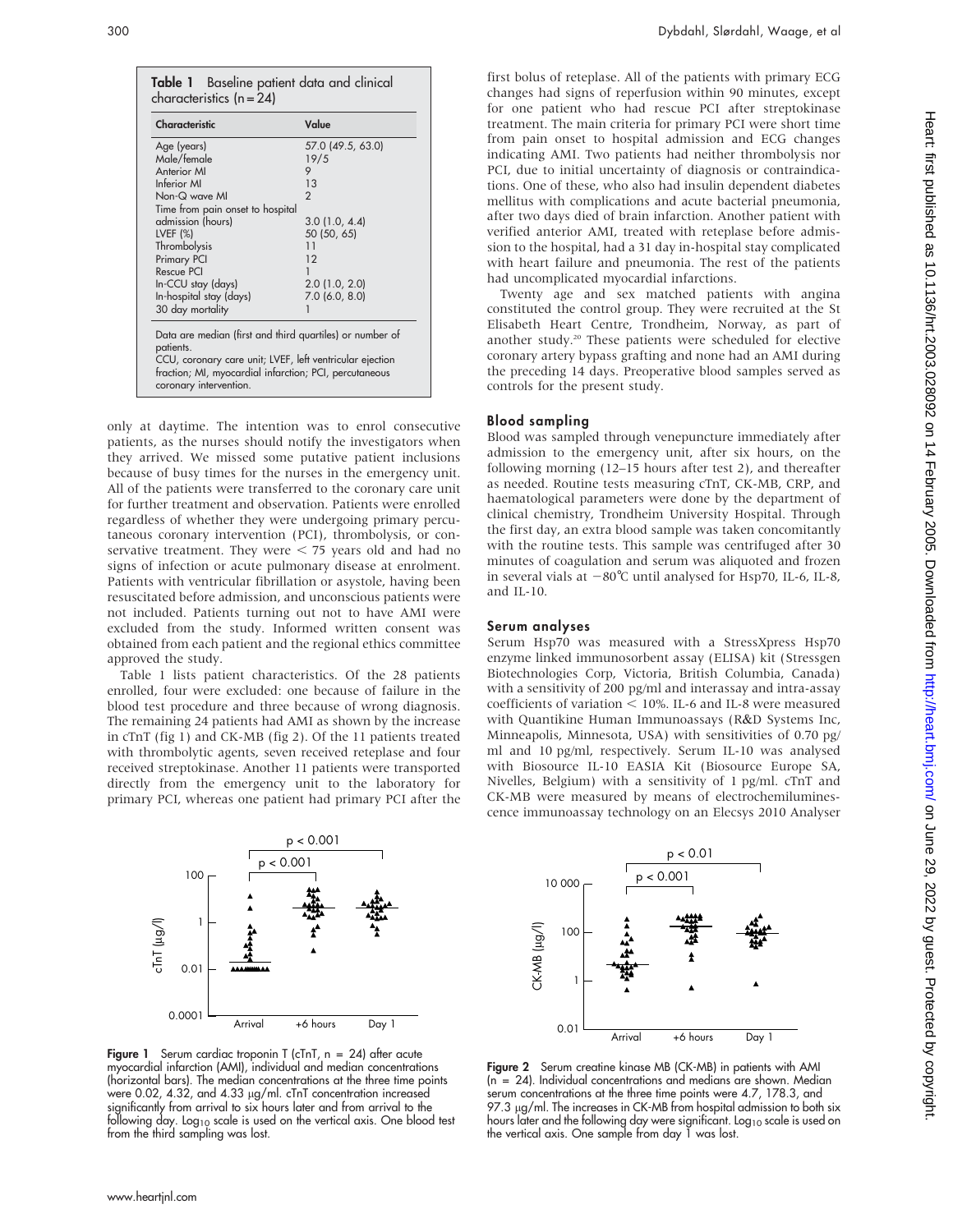**Table 1** Baseline patient data and clinical characteristics (n = 24)

| Characteristic | Value |
|---|---|
| Age (years) | 57.0 (49.5, 63.0) |
| Male/female | 19/5 |
| Anterior MI | 9 |
| Inferior MI | 13 |
| Non-Q wave MI | 2 |
| Time from pain onset to hospital admission (hours) | 3.0 (1.0, 4.4) |
| LVEF (%) | 50 (50, 65) |
| Thrombolysis | 11 |
| Primary PCI | 12 |
| Rescue PCI | 1 |
| In-CCU stay (days) | 2.0 (1.0, 2.0) |
| In-hospital stay (days) | 7.0 (6.0, 8.0) |
| 30 day mortality | 1 |

Data are median (first and third quartiles) or number of patients.
CCU, coronary care unit; LVEF, left ventricular ejection fraction; MI, myocardial infarction; PCI, percutaneous coronary intervention.

only at daytime. The intention was to enrol consecutive patients, as the nurses should notify the investigators when they arrived. We missed some putative patient inclusions because of busy times for the nurses in the emergency unit. All of the patients were transferred to the coronary care unit for further treatment and observation. Patients were enrolled regardless of whether they were undergoing primary percutaneous coronary intervention (PCI), thrombolysis, or conservative treatment. They were < 75 years old and had no signs of infection or acute pulmonary disease at enrolment. Patients with ventricular fibrillation or asystole, having been resuscitated before admission, and unconscious patients were not included. Patients turning out not to have AMI were excluded from the study. Informed written consent was obtained from each patient and the regional ethics committee approved the study.

Table 1 lists patient characteristics. Of the 28 patients enrolled, four were excluded: one because of failure in the blood test procedure and three because of wrong diagnosis. The remaining 24 patients had AMI as shown by the increase in cTnT (fig 1) and CK-MB (fig 2). Of the 11 patients treated with thrombolytic agents, seven received reteplase and four received streptokinase. Another 11 patients were transported directly from the emergency unit to the laboratory for primary PCI, whereas one patient had primary PCI after the first bolus of reteplase. All of the patients with primary ECG changes had signs of reperfusion within 90 minutes, except for one patient who had rescue PCI after streptokinase treatment. The main criteria for primary PCI were short time from pain onset to hospital admission and ECG changes indicating AMI. Two patients had neither thrombolysis nor PCI, due to initial uncertainty of diagnosis or contraindications. One of these, who also had insulin dependent diabetes mellitus with complications and acute bacterial pneumonia, after two days died of brain infarction. Another patient with verified anterior AMI, treated with reteplase before admission to the hospital, had a 31 day in-hospital stay complicated with heart failure and pneumonia. The rest of the patients had uncomplicated myocardial infarctions.

Twenty age and sex matched patients with angina constituted the control group. They were recruited at the St Elisabeth Heart Centre, Trondheim, Norway, as part of another study.[20] These patients were scheduled for elective coronary artery bypass grafting and none had an AMI during the preceding 14 days. Preoperative blood samples served as controls for the present study.

## Blood sampling

Blood was sampled through venepuncture immediately after admission to the emergency unit, after six hours, on the following morning (12–15 hours after test 2), and thereafter as needed. Routine tests measuring cTnT, CK-MB, CRP, and haematological parameters were done by the department of clinical chemistry, Trondheim University Hospital. Through the first day, an extra blood sample was taken concomitantly with the routine tests. This sample was centrifuged after 30 minutes of coagulation and serum was aliquoted and frozen in several vials at −80°C until analysed for Hsp70, IL-6, IL-8, and IL-10.

## Serum analyses

Serum Hsp70 was measured with a StressXpress Hsp70 enzyme linked immunosorbent assay (ELISA) kit (Stressgen Biotechnologies Corp, Victoria, British Columbia, Canada) with a sensitivity of 200 pg/ml and interassay and intra-assay coefficients of variation < 10%. IL-6 and IL-8 were measured with Quantikine Human Immunoassays (R&D Systems Inc, Minneapolis, Minnesota, USA) with sensitivities of 0.70 pg/ml and 10 pg/ml, respectively. Serum IL-10 was analysed with Biosource IL-10 EASIA Kit (Biosource Europe SA, Nivelles, Belgium) with a sensitivity of 1 pg/ml. cTnT and CK-MB were measured by means of electrochemiluminescence immunoassay technology on an Elecsys 2010 Analyser

**Figure 1** Serum cardiac troponin T (cTnT, n = 24) after acute myocardial infarction (AMI), individual and median concentrations (horizontal bars). The median concentrations at the three time points were 0.02, 4.32, and 4.33 μg/ml. cTnT concentration increased significantly from arrival to six hours later and from arrival to the following day. $Log_{10}$ scale is used on the vertical axis. One blood test from the third sampling was lost.

**Figure 2** Serum creatine kinase MB (CK-MB) in patients with AMI (n = 24). Individual concentrations and medians are shown. Median serum concentrations at the three time points were 4.7, 178.3, and 97.3 μg/ml. The increases in CK-MB from hospital admission to both six hours later and the following day were significant. $Log_{10}$ scale is used on the vertical axis. One sample from day 1 was lost.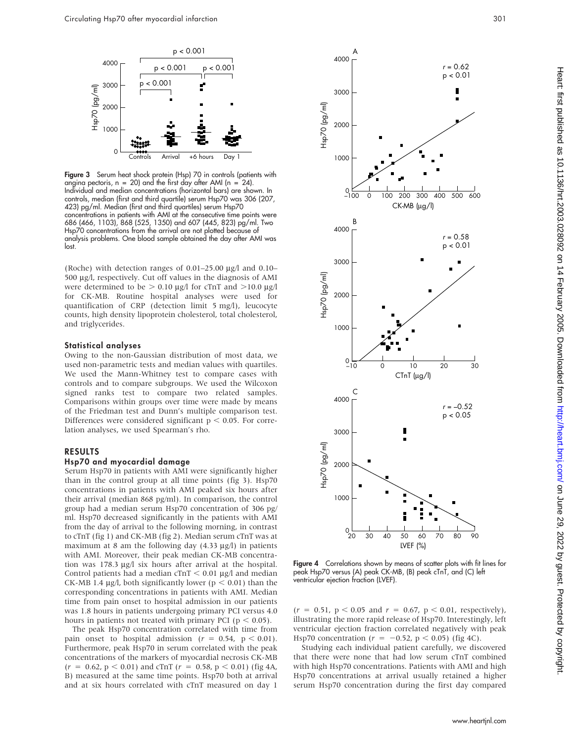Figure 3 Serum heat shock protein (Hsp) 70 in controls (patients with angina pectoris, n = 20) and the first day after AMI (n = 24). Individual and median concentrations (horizontal bars) are shown. In controls, median (first and third quartile) serum Hsp70 was 306 (207, 423) pg/ml. Median (first and third quartiles) serum Hsp70 concentrations in patients with AMI at the consecutive time points were 686 (466, 1103), 868 (525, 1350) and 607 (445, 823) pg/ml. Two Hsp70 concentrations from the arrival are not plotted because of analysis problems. One blood sample obtained the day after AMI was lost.

(Roche) with detection ranges of 0.01–25.00 μg/l and 0.10–500 μg/l, respectively. Cut off values in the diagnosis of AMI were determined to be > 0.10 μg/l for cTnT and >10.0 μg/l for CK-MB. Routine hospital analyses were used for quantification of CRP (detection limit 5 mg/l), leucocyte counts, high density lipoprotein cholesterol, total cholesterol, and triglycerides.

### Statistical analyses

Owing to the non-Gaussian distribution of most data, we used non-parametric tests and median values with quartiles. We used the Mann-Whitney test to compare cases with controls and to compare subgroups. We used the Wilcoxon signed ranks test to compare two related samples. Comparisons within groups over time were made by means of the Friedman test and Dunn's multiple comparison test. Differences were considered significant $p < 0.05$. For correlation analyses, we used Spearman's rho.

## RESULTS

### Hsp70 and myocardial damage

Serum Hsp70 in patients with AMI were significantly higher than in the control group at all time points (fig 3). Hsp70 concentrations in patients with AMI peaked six hours after their arrival (median 868 pg/ml). In comparison, the control group had a median serum Hsp70 concentration of 306 pg/ml. Hsp70 decreased significantly in the patients with AMI from the day of arrival to the following morning, in contrast to cTnT (fig 1) and CK-MB (fig 2). Median serum cTnT was at maximum at 8 am the following day (4.33 μg/l) in patients with AMI. Moreover, their peak median CK-MB concentration was 178.3 μg/l six hours after arrival at the hospital. Control patients had a median cTnT < 0.01 μg/l and median CK-MB 1.4 μg/l, both significantly lower ($p < 0.01$) than the corresponding concentrations in patients with AMI. Median time from pain onset to hospital admission in our patients was 1.8 hours in patients undergoing primary PCI versus 4.0 hours in patients not treated with primary PCI ($p < 0.05$).

The peak Hsp70 concentration correlated with time from pain onset to hospital admission ($r = 0.54$, $p < 0.01$). Furthermore, peak Hsp70 in serum correlated with the peak concentrations of the markers of myocardial necrosis CK-MB ($r = 0.62$, $p < 0.01$) and cTnT ($r = 0.58$, $p < 0.01$) (fig 4A, B) measured at the same time points. Hsp70 both at arrival and at six hours correlated with cTnT measured on day 1 ($r = 0.51$, $p < 0.05$ and $r = 0.67$, $p < 0.01$, respectively), illustrating the more rapid release of Hsp70. Interestingly, left ventricular ejection fraction correlated negatively with peak Hsp70 concentration ($r = -0.52$, $p < 0.05$) (fig 4C).

Studying each individual patient carefully, we discovered that there were none that had low serum cTnT combined with high Hsp70 concentrations. Patients with AMI and high Hsp70 concentrations at arrival usually retained a higher serum Hsp70 concentration during the first day compared

Figure 4 Correlations shown by means of scatter plots with fit lines for peak Hsp70 versus (A) peak CK-MB, (B) peak cTnT, and (C) left ventricular ejection fraction (LVEF).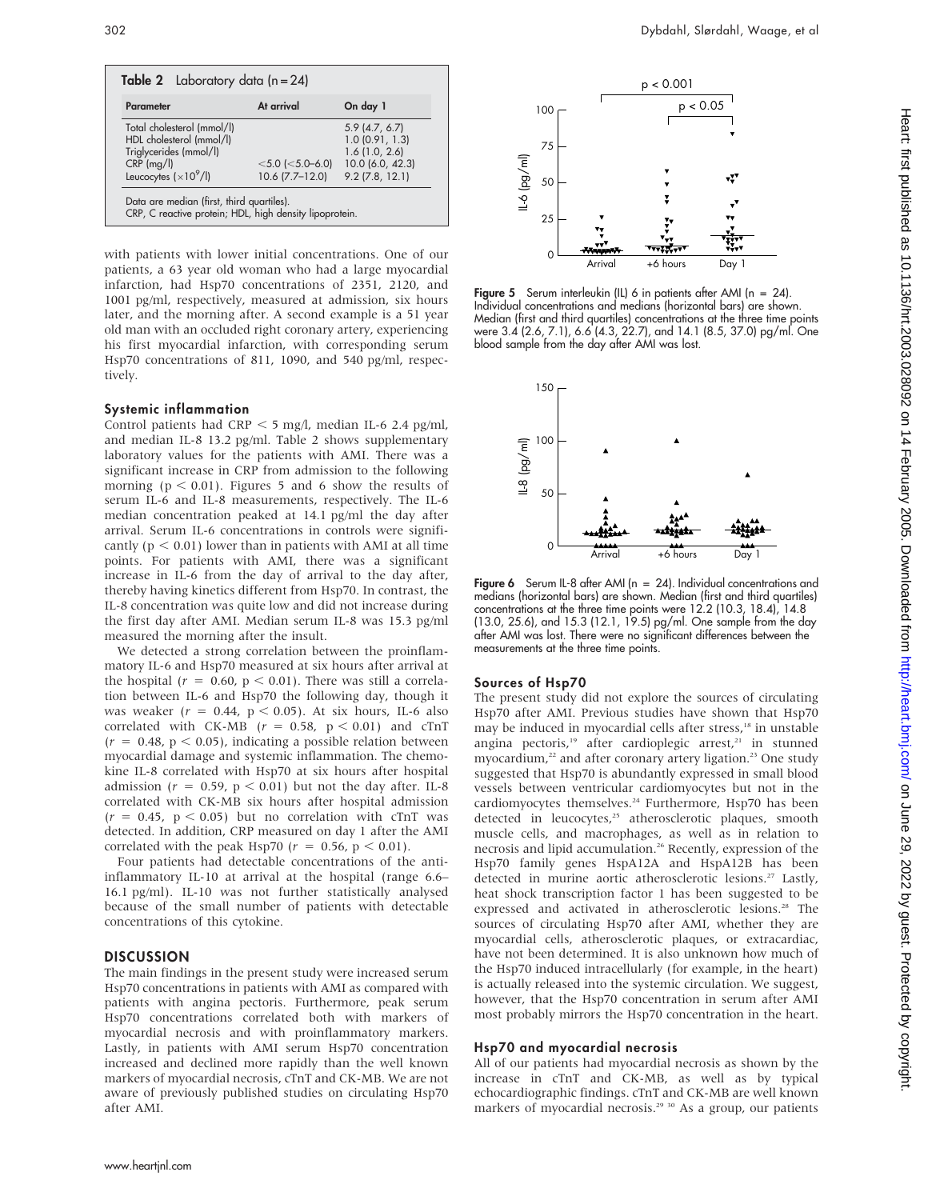**Table 2** Laboratory data (n = 24)

| Parameter | At arrival | On day 1 |
|---|---|---|
| Total cholesterol (mmol/l) | | 5.9 (4.7, 6.7) |
| HDL cholesterol (mmol/l) | | 1.0 (0.91, 1.3) |
| Triglycerides (mmol/l) | | 1.6 (1.0, 2.6) |
| CRP (mg/l) | <5.0 (<5.0–6.0) | 10.0 (6.0, 42.3) |
| Leucocytes ($\times 10^9$/l) | 10.6 (7.7–12.0) | 9.2 (7.8, 12.1) |

Data are median (first, third quartiles).
CRP, C reactive protein; HDL, high density lipoprotein.

with patients with lower initial concentrations. One of our patients, a 63 year old woman who had a large myocardial infarction, had Hsp70 concentrations of 2351, 2120, and 1001 pg/ml, respectively, measured at admission, six hours later, and the morning after. A second example is a 51 year old man with an occluded right coronary artery, experiencing his first myocardial infarction, with corresponding serum Hsp70 concentrations of 811, 1090, and 540 pg/ml, respectively.

### Systemic inflammation

Control patients had CRP < 5 mg/l, median IL-6 2.4 pg/ml, and median IL-8 13.2 pg/ml. Table 2 shows supplementary laboratory values for the patients with AMI. There was a significant increase in CRP from admission to the following morning ($p < 0.01$). Figures 5 and 6 show the results of serum IL-6 and IL-8 measurements, respectively. The IL-6 median concentration peaked at 14.1 pg/ml the day after arrival. Serum IL-6 concentrations in controls were significantly ($p < 0.01$) lower than in patients with AMI at all time points. For patients with AMI, there was a significant increase in IL-6 from the day of arrival to the day after, thereby having kinetics different from Hsp70. In contrast, the IL-8 concentration was quite low and did not increase during the first day after AMI. Median serum IL-8 was 15.3 pg/ml measured the morning after the insult.

We detected a strong correlation between the proinflammatory IL-6 and Hsp70 measured at six hours after arrival at the hospital ($r = 0.60$, $p < 0.01$). There was still a correlation between IL-6 and Hsp70 the following day, though it was weaker ($r = 0.44$, $p < 0.05$). At six hours, IL-6 also correlated with CK-MB ($r = 0.58$, $p < 0.01$) and cTnT ($r = 0.48$, $p < 0.05$), indicating a possible relation between myocardial damage and systemic inflammation. The chemokine IL-8 correlated with Hsp70 at six hours after hospital admission ($r = 0.59$, $p < 0.01$) but not the day after. IL-8 correlated with CK-MB six hours after hospital admission ($r = 0.45$, $p < 0.05$) but no correlation with cTnT was detected. In addition, CRP measured on day 1 after the AMI correlated with the peak Hsp70 ($r = 0.56$, $p < 0.01$).

Four patients had detectable concentrations of the anti-inflammatory IL-10 at arrival at the hospital (range 6.6–16.1 pg/ml). IL-10 was not further statistically analysed because of the small number of patients with detectable concentrations of this cytokine.

## DISCUSSION

The main findings in the present study were increased serum Hsp70 concentrations in patients with AMI as compared with patients with angina pectoris. Furthermore, peak serum Hsp70 concentrations correlated both with markers of myocardial necrosis and with proinflammatory markers. Lastly, in patients with AMI serum Hsp70 concentration increased and declined more rapidly than the well known markers of myocardial necrosis, cTnT and CK-MB. We are not aware of previously published studies on circulating Hsp70 after AMI.

**Figure 5** Serum interleukin (IL) 6 in patients after AMI (n = 24). Individual concentrations and medians (horizontal bars) are shown. Median (first and third quartiles) concentrations at the three time points were 3.4 (2.6, 7.1), 6.6 (4.3, 22.7), and 14.1 (8.5, 37.0) pg/ml. One blood sample from the day after AMI was lost.

**Figure 6** Serum IL-8 after AMI (n = 24). Individual concentrations and medians (horizontal bars) are shown. Median (first and third quartiles) concentrations at the three time points were 12.2 (10.3, 18.4), 14.8 (13.0, 25.6), and 15.3 (12.1, 19.5) pg/ml. One sample from the day after AMI was lost. There were no significant differences between the measurements at the three time points.

### Sources of Hsp70

The present study did not explore the sources of circulating Hsp70 after AMI. Previous studies have shown that Hsp70 may be induced in myocardial cells after stress,[18] in unstable angina pectoris,[19] after cardioplegic arrest,[21] in stunned myocardium,[22] and after coronary artery ligation.[23] One study suggested that Hsp70 is abundantly expressed in small blood vessels between ventricular cardiomyocytes but not in the cardiomyocytes themselves.[24] Furthermore, Hsp70 has been detected in leucocytes,[25] atherosclerotic plaques, smooth muscle cells, and macrophages, as well as in relation to necrosis and lipid accumulation.[26] Recently, expression of the Hsp70 family genes HspA12A and HspA12B has been detected in murine aortic atherosclerotic lesions.[27] Lastly, heat shock transcription factor 1 has been suggested to be expressed and activated in atherosclerotic lesions.[28] The sources of circulating Hsp70 after AMI, whether they are myocardial cells, atherosclerotic plaques, or extracardiac, have not been determined. It is also unknown how much of the Hsp70 induced intracellularly (for example, in the heart) is actually released into the systemic circulation. We suggest, however, that the Hsp70 concentration in serum after AMI most probably mirrors the Hsp70 concentration in the heart.

### Hsp70 and myocardial necrosis

All of our patients had myocardial necrosis as shown by the increase in cTnT and CK-MB, as well as by typical echocardiographic findings. cTnT and CK-MB are well known markers of myocardial necrosis.[29 30] As a group, our patients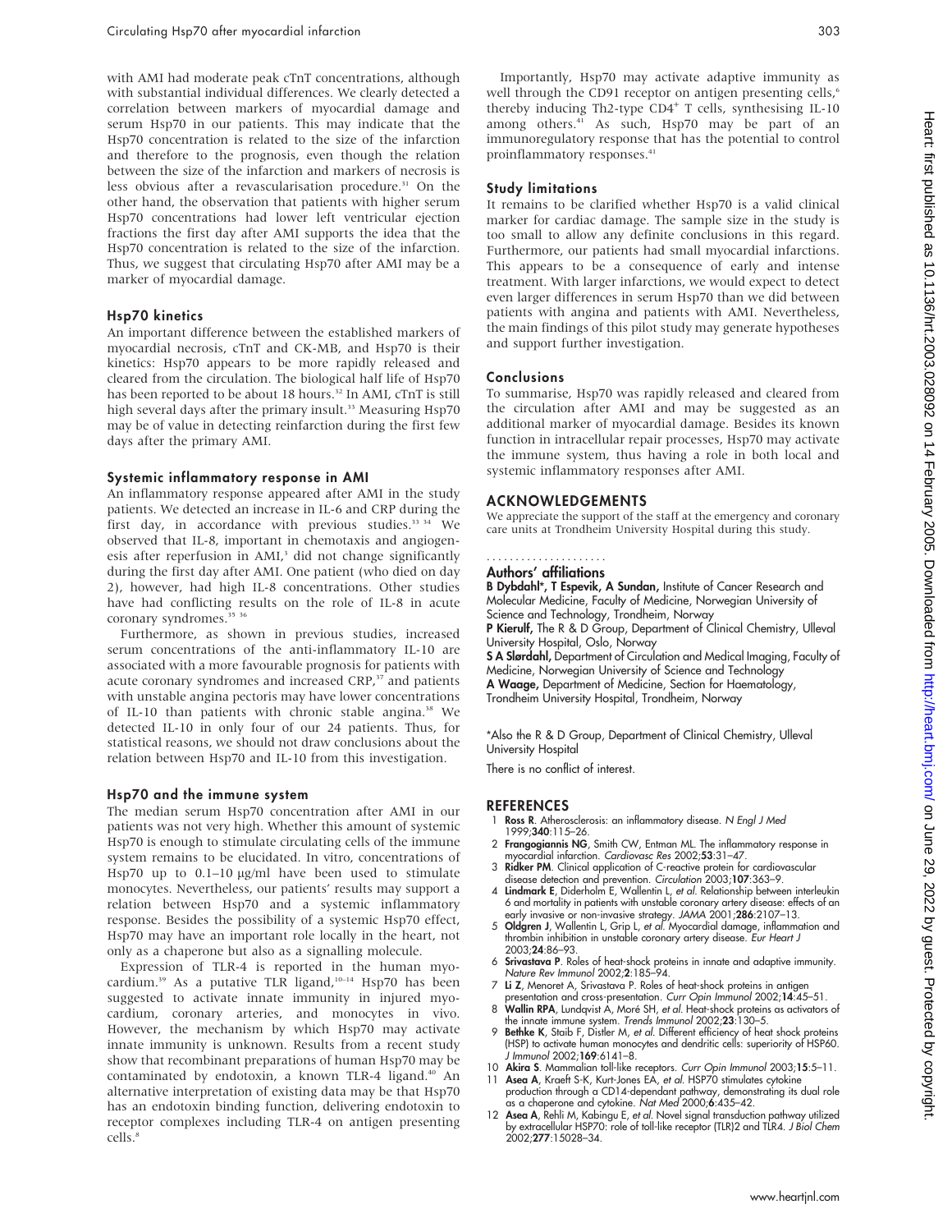with AMI had moderate peak cTnT concentrations, although with substantial individual differences. We clearly detected a correlation between markers of myocardial damage and serum Hsp70 in our patients. This may indicate that the Hsp70 concentration is related to the size of the infarction and therefore to the prognosis, even though the relation between the size of the infarction and markers of necrosis is less obvious after a revascularisation procedure.[31] On the other hand, the observation that patients with higher serum Hsp70 concentrations had lower left ventricular ejection fractions the first day after AMI supports the idea that the Hsp70 concentration is related to the size of the infarction. Thus, we suggest that circulating Hsp70 after AMI may be a marker of myocardial damage.

### Hsp70 kinetics

An important difference between the established markers of myocardial necrosis, cTnT and CK-MB, and Hsp70 is their kinetics: Hsp70 appears to be more rapidly released and cleared from the circulation. The biological half life of Hsp70 has been reported to be about 18 hours.[32] In AMI, cTnT is still high several days after the primary insult.[33] Measuring Hsp70 may be of value in detecting reinfarction during the first few days after the primary AMI.

### Systemic inflammatory response in AMI

An inflammatory response appeared after AMI in the study patients. We detected an increase in IL-6 and CRP during the first day, in accordance with previous studies.[33 34] We observed that IL-8, important in chemotaxis and angiogenesis after reperfusion in AMI,[3] did not change significantly during the first day after AMI. One patient (who died on day 2), however, had high IL-8 concentrations. Other studies have had conflicting results on the role of IL-8 in acute coronary syndromes.[35 36]

Furthermore, as shown in previous studies, increased serum concentrations of the anti-inflammatory IL-10 are associated with a more favourable prognosis for patients with acute coronary syndromes and increased CRP,[37] and patients with unstable angina pectoris may have lower concentrations of IL-10 than patients with chronic stable angina.[38] We detected IL-10 in only four of our 24 patients. Thus, for statistical reasons, we should not draw conclusions about the relation between Hsp70 and IL-10 from this investigation.

### Hsp70 and the immune system

The median serum Hsp70 concentration after AMI in our patients was not very high. Whether this amount of systemic Hsp70 is enough to stimulate circulating cells of the immune system remains to be elucidated. In vitro, concentrations of Hsp70 up to 0.1–10 μg/ml have been used to stimulate monocytes. Nevertheless, our patients' results may support a relation between Hsp70 and a systemic inflammatory response. Besides the possibility of a systemic Hsp70 effect, Hsp70 may have an important role locally in the heart, not only as a chaperone but also as a signalling molecule.

Expression of TLR-4 is reported in the human myocardium.[39] As a putative TLR ligand,[10–14] Hsp70 has been suggested to activate innate immunity in injured myocardium, coronary arteries, and monocytes in vivo. However, the mechanism by which Hsp70 may activate innate immunity is unknown. Results from a recent study show that recombinant preparations of human Hsp70 may be contaminated by endotoxin, a known TLR-4 ligand.[40] An alternative interpretation of existing data may be that Hsp70 has an endotoxin binding function, delivering endotoxin to receptor complexes including TLR-4 on antigen presenting cells.[8]

Importantly, Hsp70 may activate adaptive immunity as well through the CD91 receptor on antigen presenting cells,[6] thereby inducing Th2-type $CD4^+$ T cells, synthesising IL-10 among others.[41] As such, Hsp70 may be part of an immunoregulatory response that has the potential to control proinflammatory responses.[41]

### Study limitations

It remains to be clarified whether Hsp70 is a valid clinical marker for cardiac damage. The sample size in the study is too small to allow any definite conclusions in this regard. Furthermore, our patients had small myocardial infarctions. This appears to be a consequence of early and intense treatment. With larger infarctions, we would expect to detect even larger differences in serum Hsp70 than we did between patients with angina and patients with AMI. Nevertheless, the main findings of this pilot study may generate hypotheses and support further investigation.

### Conclusions

To summarise, Hsp70 was rapidly released and cleared from the circulation after AMI and may be suggested as an additional marker of myocardial damage. Besides its known function in intracellular repair processes, Hsp70 may activate the immune system, thus having a role in both local and systemic inflammatory responses after AMI.

## ACKNOWLEDGEMENTS

We appreciate the support of the staff at the emergency and coronary care units at Trondheim University Hospital during this study.

### Authors' affiliations

**B Dybdahl\*, T Espevik, A Sundan,** Institute of Cancer Research and Molecular Medicine, Faculty of Medicine, Norwegian University of Science and Technology, Trondheim, Norway
**P Kierulf,** The R & D Group, Department of Clinical Chemistry, Ulleval University Hospital, Oslo, Norway
**S A Slørdahl,** Department of Circulation and Medical Imaging, Faculty of Medicine, Norwegian University of Science and Technology
**A Waage,** Department of Medicine, Section for Haematology, Trondheim University Hospital, Trondheim, Norway

\*Also the R & D Group, Department of Clinical Chemistry, Ulleval University Hospital

There is no conflict of interest.

## REFERENCES

1. **Ross R**. Atherosclerosis: an inflammatory disease. *N Engl J Med* 1999;**340**:115–26.
2. **Frangogiannis NG**, Smith CW, Entman ML. The inflammatory response in myocardial infarction. *Cardiovasc Res* 2002;**53**:31–47.
3. **Ridker PM**. Clinical application of C-reactive protein for cardiovascular disease detection and prevention. *Circulation* 2003;**107**:363–9.
4. **Lindmark E**, Diderholm E, Wallentin L, *et al*. Relationship between interleukin 6 and mortality in patients with unstable coronary artery disease: effects of an early invasive or non-invasive strategy. *JAMA* 2001;**286**:2107–13.
5. **Oldgren J**, Wallentin L, Grip L, *et al*. Myocardial damage, inflammation and thrombin inhibition in unstable coronary artery disease. *Eur Heart J* 2003;**24**:86–93.
6. **Srivastava P**. Roles of heat-shock proteins in innate and adaptive immunity. *Nature Rev Immunol* 2002;**2**:185–94.
7. **Li Z**, Menoret A, Srivastava P. Roles of heat-shock proteins in antigen presentation and cross-presentation. *Curr Opin Immunol* 2002;**14**:45–51.
8. **Wallin RPA**, Lundqvist A, Moré SH, *et al*. Heat-shock proteins as activators of the innate immune system. *Trends Immunol* 2002;**23**:130–5.
9. **Bethke K**, Staib F, Distler M, *et al*. Different efficiency of heat shock proteins (HSP) to activate human monocytes and dendritic cells: superiority of HSP60. *J Immunol* 2002;**169**:6141–8.
10. **Akira S**. Mammalian toll-like receptors. *Curr Opin Immunol* 2003;**15**:5–11.
11. **Asea A**, Kraeft S-K, Kurt-Jones EA, *et al*. HSP70 stimulates cytokine production through a CD14-dependant pathway, demonstrating its dual role as a chaperone and cytokine. *Nat Med* 2000;**6**:435–42.
12. **Asea A**, Rehli M, Kabingu E, *et al*. Novel signal transduction pathway utilized by extracellular HSP70: role of toll-like receptor (TLR)2 and TLR4. *J Biol Chem* 2002;**277**:15028–34.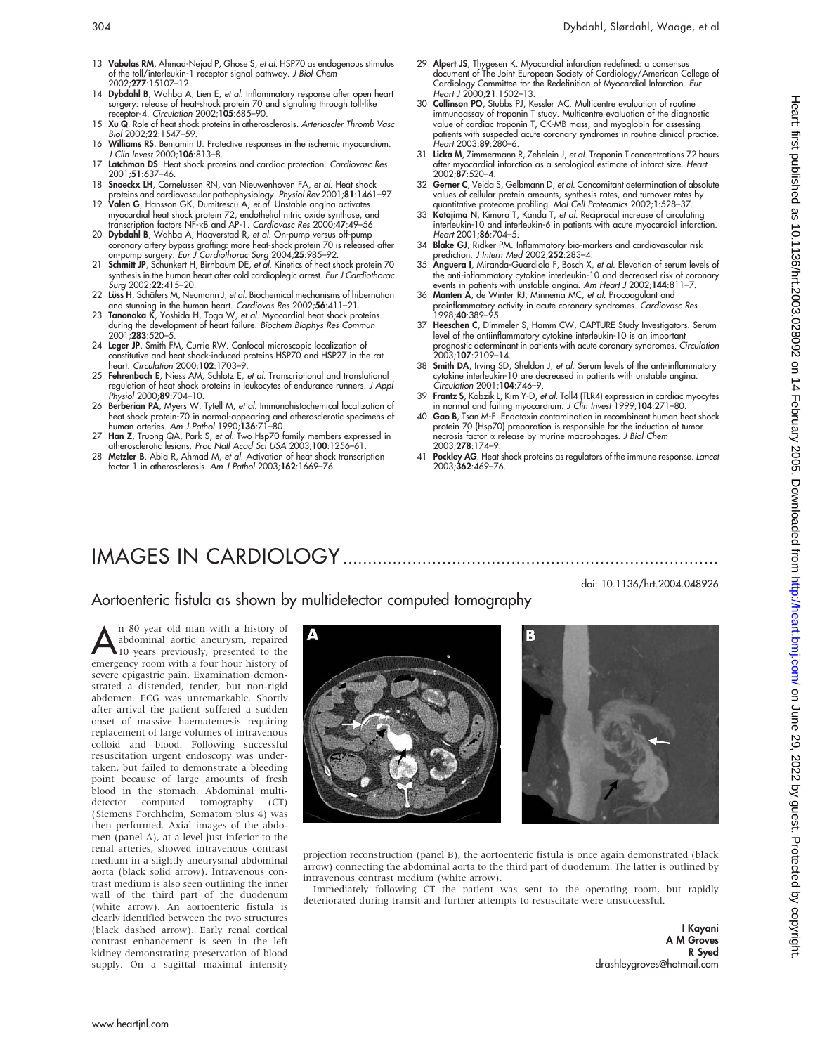13 **Vabulas RM**, Ahmad-Nejad P, Ghose S, *et al*. HSP70 as endogenous stimulus of the toll/interleukin-1 receptor signal pathway. *J Biol Chem* 2002;**277**:15107–12.

14 **Dybdahl B**, Wahba A, Lien E, *et al*. Inflammatory response after open heart surgery: release of heat-shock protein 70 and signaling through toll-like receptor-4. *Circulation* 2002;**105**:685–90.

15 **Xu Q**. Role of heat shock proteins in atherosclerosis. *Arterioscler Thromb Vasc Biol* 2002;**22**:1547–59.

16 **Williams RS**, Benjamin IJ. Protective responses in the ischemic myocardium. *J Clin Invest* 2000;**106**:813–8.

17 **Latchman DS**. Heat shock proteins and cardiac protection. *Cardiovasc Res* 2001;**51**:637–46.

18 **Snoeckx LH**, Cornelussen RN, van Nieuwenhoven FA, *et al*. Heat shock proteins and cardiovascular pathophysiology. *Physiol Rev* 2001;**81**:1461–97.

19 **Valen G**, Hansson GK, Dumitrescu A, *et al*. Unstable angina activates myocardial heat shock protein 72, endothelial nitric oxide synthase, and transcription factors NF-κB and AP-1. *Cardiovasc Res* 2000;**47**:49–56.

20 **Dybdahl B**, Wahba A, Haaverstad R, *et al*. On-pump versus off-pump coronary artery bypass grafting: more heat-shock protein 70 is released after on-pump surgery. *Eur J Cardiothorac Surg* 2004;**25**:985–92.

21 **Schmitt JP**, Schunkert H, Birnbaum DE, *et al*. Kinetics of heat shock protein 70 synthesis in the human heart after cold cardioplegic arrest. *Eur J Cardiothorac Surg* 2002;**22**:415–20.

22 **Lüss H**, Schäfers M, Neumann J, *et al*. Biochemical mechanisms of hibernation and stunning in the human heart. *Cardiovas Res* 2002;**56**:411–21.

23 **Tanonaka K**, Yoshida H, Toga W, *et al*. Myocardial heat shock proteins during the development of heart failure. *Biochem Biophys Res Commun* 2001;**283**:520–5.

24 **Leger JP**, Smith FM, Currie RW. Confocal microscopic localization of constitutive and heat shock-induced proteins HSP70 and HSP27 in the rat heart. *Circulation* 2000;**102**:1703–9.

25 **Fehrenbach E**, Niess AM, Schlotz E, *et al*. Transcriptional and translational regulation of heat shock proteins in leukocytes of endurance runners. *J Appl Physiol* 2000;**89**:704–10.

26 **Berberian PA**, Myers W, Tytell M, *et al*. Immunohistochemical localization of heat shock protein-70 in normal-appearing and atherosclerotic specimens of human arteries. *Am J Pathol* 1990;**136**:71–80.

27 **Han Z**, Truong QA, Park S, *et al*. Two Hsp70 family members expressed in atherosclerotic lesions. *Proc Natl Acad Sci USA* 2003;**100**:1256–61.

28 **Metzler B**, Abia R, Ahmad M, *et al*. Activation of heat shock transcription factor 1 in atherosclerosis. *Am J Pathol* 2003;**162**:1669–76.

29 **Alpert JS**, Thygesen K. Myocardial infarction redefined: a consensus document of The Joint European Society of Cardiology/American College of Cardiology Committee for the Redefinition of Myocardial Infarction. *Eur Heart J* 2000;**21**:1502–13.

30 **Collinson PO**, Stubbs PJ, Kessler AC. Multicentre evaluation of routine immunoassay of troponin T study. Multicentre evaluation of the diagnostic value of cardiac troponin T, CK-MB mass, and myoglobin for assessing patients with suspected acute coronary syndromes in routine clinical practice. *Heart* 2003;**89**:280–6.

31 **Licka M**, Zimmermann R, Zehelein J, *et al*. Troponin T concentrations 72 hours after myocardial infarction as a serological estimate of infarct size. *Heart* 2002;**87**:520–4.

32 **Gerner C**, Vejda S, Gelbmann D, *et al*. Concomitant determination of absolute values of cellular protein amounts, synthesis rates, and turnover rates by quantitative proteome profiling. *Mol Cell Proteomics* 2002;**1**:528–37.

33 **Kotajima N**, Kimura T, Kanda T, *et al*. Reciprocal increase of circulating interleukin-10 and interleukin-6 in patients with acute myocardial infarction. *Heart* 2001;**86**:704–5.

34 **Blake GJ**, Ridker PM. Inflammatory bio-markers and cardiovascular risk prediction. *J Intern Med* 2002;**252**:283–4.

35 **Anguera I**, Miranda-Guardiola F, Bosch X, *et al*. Elevation of serum levels of the anti-inflammatory cytokine interleukin-10 and decreased risk of coronary events in patients with unstable angina. *Am Heart J* 2002;**144**:811–7.

36 **Manten A**, de Winter RJ, Minnema MC, *et al*. Procoagulant and proinflammatory activity in acute coronary syndromes. *Cardiovasc Res* 1998;**40**:389–95.

37 **Heeschen C**, Dimmeler S, Hamm CW, CAPTURE Study Investigators. Serum level of the antiinflammatory cytokine interleukin-10 is an important prognostic determinant in patients with acute coronary syndromes. *Circulation* 2003;**107**:2109–14.

38 **Smith DA**, Irving SD, Sheldon J, *et al*. Serum levels of the anti-inflammatory cytokine interleukin-10 are decreased in patients with unstable angina. *Circulation* 2001;**104**:746–9.

39 **Frantz S**, Kobzik L, Kim Y-D, *et al*. Toll4 (TLR4) expression in cardiac myocytes in normal and failing myocardium. *J Clin Invest* 1999;**104**:271–80.

40 **Gao B**, Tsan M-F. Endotoxin contamination in recombinant human heat shock protein 70 (Hsp70) preparation is responsible for the induction of tumor necrosis factor α release by murine macrophages. *J Biol Chem* 2003;**278**:174–9.

41 **Pockley AG**. Heat shock proteins as regulators of the immune response. *Lancet* 2003;**362**:469–76.

# IMAGES IN CARDIOLOGY

doi: 10.1136/hrt.2004.048926

## Aortoenteric fistula as shown by multidetector computed tomography

An 80 year old man with a history of abdominal aortic aneurysm, repaired 10 years previously, presented to the emergency room with a four hour history of severe epigastric pain. Examination demonstrated a distended, tender, but non-rigid abdomen. ECG was unremarkable. Shortly after arrival the patient suffered a sudden onset of massive haematemesis requiring replacement of large volumes of intravenous colloid and blood. Following successful resuscitation urgent endoscopy was undertaken, but failed to demonstrate a bleeding point because of large amounts of fresh blood in the stomach. Abdominal multidetector computed tomography (CT) (Siemens Forchheim, Somatom plus 4) was then performed. Axial images of the abdomen (panel A), at a level just inferior to the renal arteries, showed intravenous contrast medium in a slightly aneurysmal abdominal aorta (black solid arrow). Intravenous contrast medium is also seen outlining the inner wall of the third part of the duodenum (white arrow). An aortoenteric fistula is clearly identified between the two structures (black dashed arrow). Early renal cortical contrast enhancement is seen in the left kidney demonstrating preservation of blood supply. On a sagittal maximal intensity projection reconstruction (panel B), the aortoenteric fistula is once again demonstrated (black arrow) connecting the abdominal aorta to the third part of duodenum. The latter is outlined by intravenous contrast medium (white arrow).

Immediately following CT the patient was sent to the operating room, but rapidly deteriorated during transit and further attempts to resuscitate were unsuccessful.

**I Kayani**
**A M Groves**
**R Syed**
drashleygroves@hotmail.com